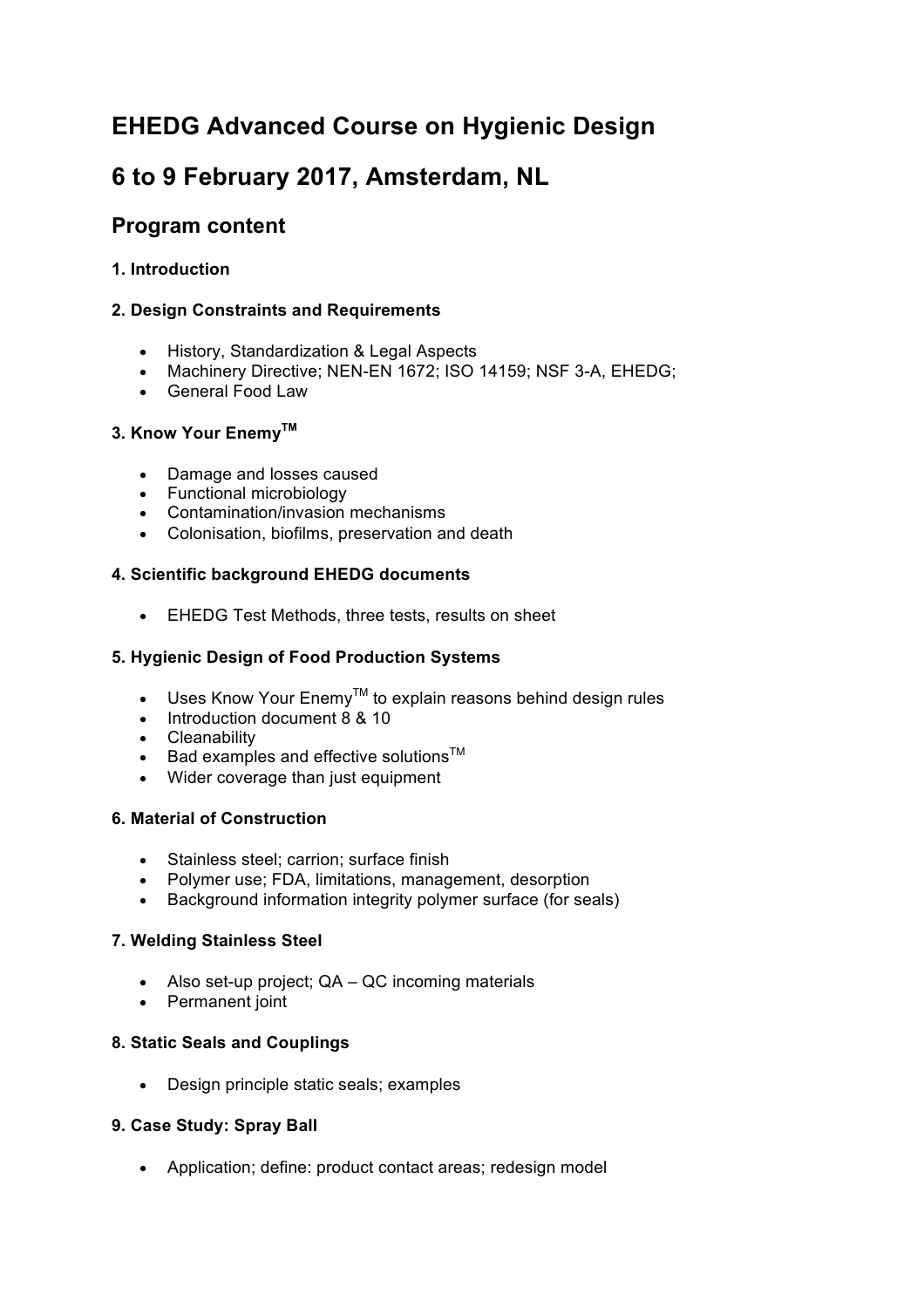# EHEDG Advanced Course on Hygienic Design

# 6 to 9 February 2017, Amsterdam, NL

## Program content

**1. Introduction**

**2. Design Constraints and Requirements**

- History, Standardization & Legal Aspects
- Machinery Directive; NEN-EN 1672; ISO 14159; NSF 3-A, EHEDG;
- General Food Law

**3. Know Your Enemy™**

- Damage and losses caused
- Functional microbiology
- Contamination/invasion mechanisms
- Colonisation, biofilms, preservation and death

**4. Scientific background EHEDG documents**

- EHEDG Test Methods, three tests, results on sheet

**5. Hygienic Design of Food Production Systems**

- Uses Know Your Enemy™ to explain reasons behind design rules
- Introduction document 8 & 10
- Cleanability
- Bad examples and effective solutions™
- Wider coverage than just equipment

**6. Material of Construction**

- Stainless steel; carrion; surface finish
- Polymer use; FDA, limitations, management, desorption
- Background information integrity polymer surface (for seals)

**7. Welding Stainless Steel**

- Also set-up project; QA – QC incoming materials
- Permanent joint

**8. Static Seals and Couplings**

- Design principle static seals; examples

**9. Case Study: Spray Ball**

- Application; define: product contact areas; redesign model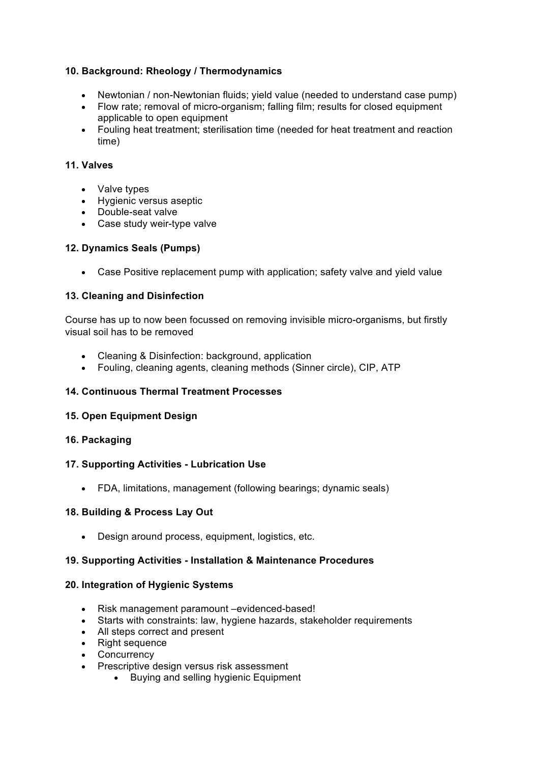**10. Background: Rheology / Thermodynamics**

- Newtonian / non-Newtonian fluids; yield value (needed to understand case pump)
- Flow rate; removal of micro-organism; falling film; results for closed equipment applicable to open equipment
- Fouling heat treatment; sterilisation time (needed for heat treatment and reaction time)

**11. Valves**

- Valve types
- Hygienic versus aseptic
- Double-seat valve
- Case study weir-type valve

**12. Dynamics Seals (Pumps)**

- Case Positive replacement pump with application; safety valve and yield value

**13. Cleaning and Disinfection**

Course has up to now been focussed on removing invisible micro-organisms, but firstly visual soil has to be removed

- Cleaning & Disinfection: background, application
- Fouling, cleaning agents, cleaning methods (Sinner circle), CIP, ATP

**14. Continuous Thermal Treatment Processes**

**15. Open Equipment Design**

**16. Packaging**

**17. Supporting Activities - Lubrication Use**

- FDA, limitations, management (following bearings; dynamic seals)

**18. Building & Process Lay Out**

- Design around process, equipment, logistics, etc.

**19. Supporting Activities - Installation & Maintenance Procedures**

**20. Integration of Hygienic Systems**

- Risk management paramount –evidenced-based!
- Starts with constraints: law, hygiene hazards, stakeholder requirements
- All steps correct and present
- Right sequence
- Concurrency
- Prescriptive design versus risk assessment
    - Buying and selling hygienic Equipment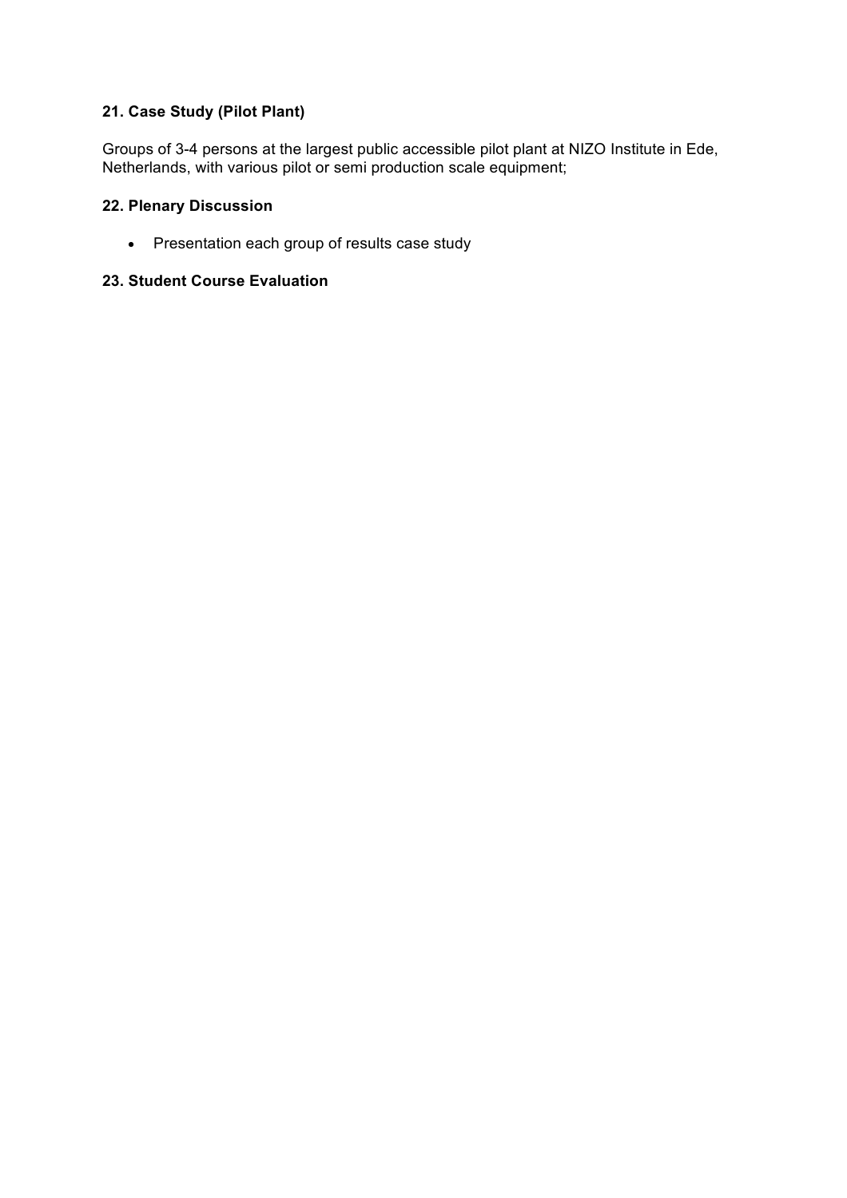### 21. Case Study (Pilot Plant)

Groups of 3-4 persons at the largest public accessible pilot plant at NIZO Institute in Ede, Netherlands, with various pilot or semi production scale equipment;

### 22. Plenary Discussion

- Presentation each group of results case study

### 23. Student Course Evaluation